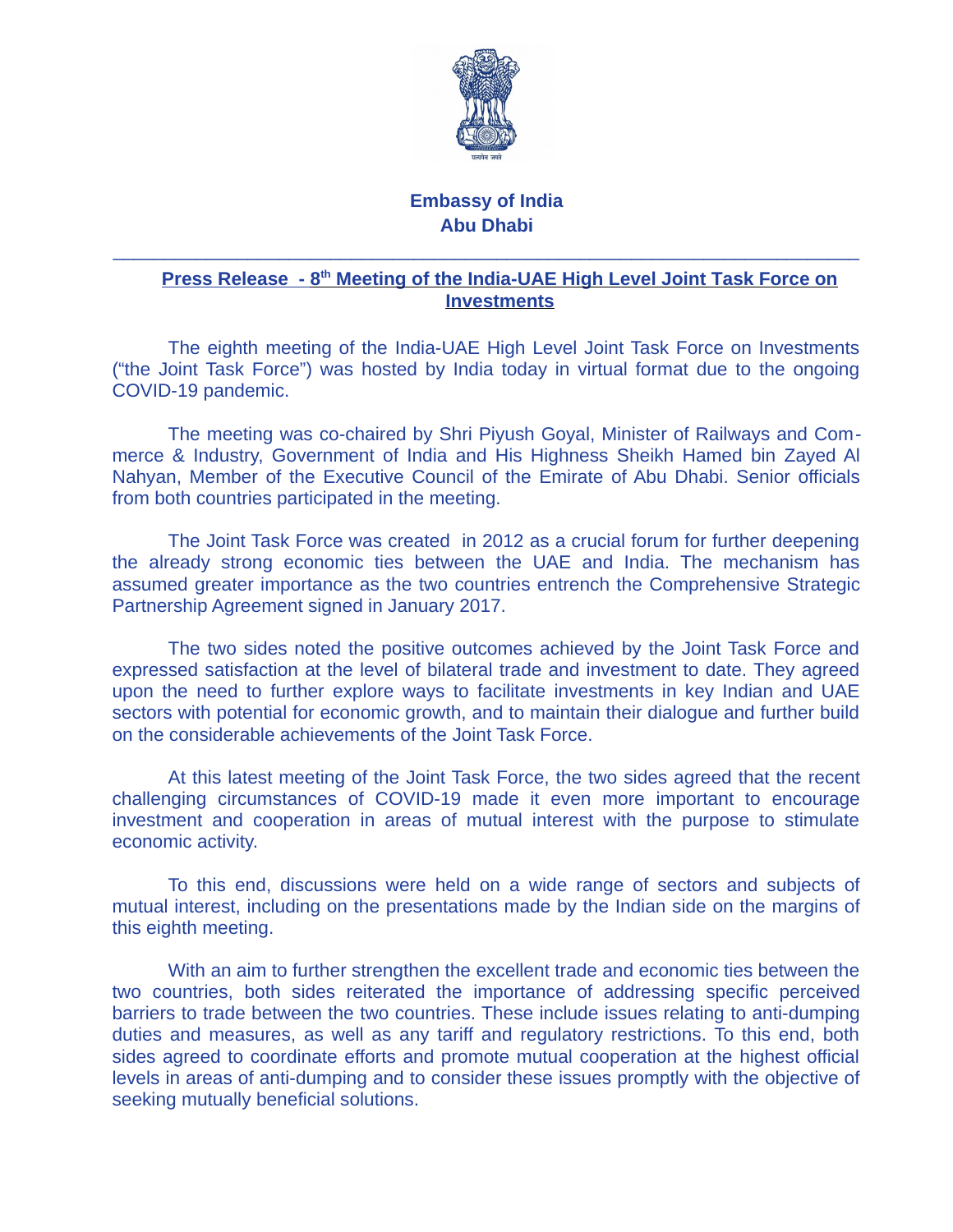**Embassy of India**
**Abu Dhabi**

---

# Press Release - 8th Meeting of the India-UAE High Level Joint Task Force on Investments

The eighth meeting of the India-UAE High Level Joint Task Force on Investments ("the Joint Task Force") was hosted by India today in virtual format due to the ongoing COVID-19 pandemic.

The meeting was co-chaired by Shri Piyush Goyal, Minister of Railways and Commerce & Industry, Government of India and His Highness Sheikh Hamed bin Zayed Al Nahyan, Member of the Executive Council of the Emirate of Abu Dhabi. Senior officials from both countries participated in the meeting.

The Joint Task Force was created in 2012 as a crucial forum for further deepening the already strong economic ties between the UAE and India. The mechanism has assumed greater importance as the two countries entrench the Comprehensive Strategic Partnership Agreement signed in January 2017.

The two sides noted the positive outcomes achieved by the Joint Task Force and expressed satisfaction at the level of bilateral trade and investment to date. They agreed upon the need to further explore ways to facilitate investments in key Indian and UAE sectors with potential for economic growth, and to maintain their dialogue and further build on the considerable achievements of the Joint Task Force.

At this latest meeting of the Joint Task Force, the two sides agreed that the recent challenging circumstances of COVID-19 made it even more important to encourage investment and cooperation in areas of mutual interest with the purpose to stimulate economic activity.

To this end, discussions were held on a wide range of sectors and subjects of mutual interest, including on the presentations made by the Indian side on the margins of this eighth meeting.

With an aim to further strengthen the excellent trade and economic ties between the two countries, both sides reiterated the importance of addressing specific perceived barriers to trade between the two countries. These include issues relating to anti-dumping duties and measures, as well as any tariff and regulatory restrictions. To this end, both sides agreed to coordinate efforts and promote mutual cooperation at the highest official levels in areas of anti-dumping and to consider these issues promptly with the objective of seeking mutually beneficial solutions.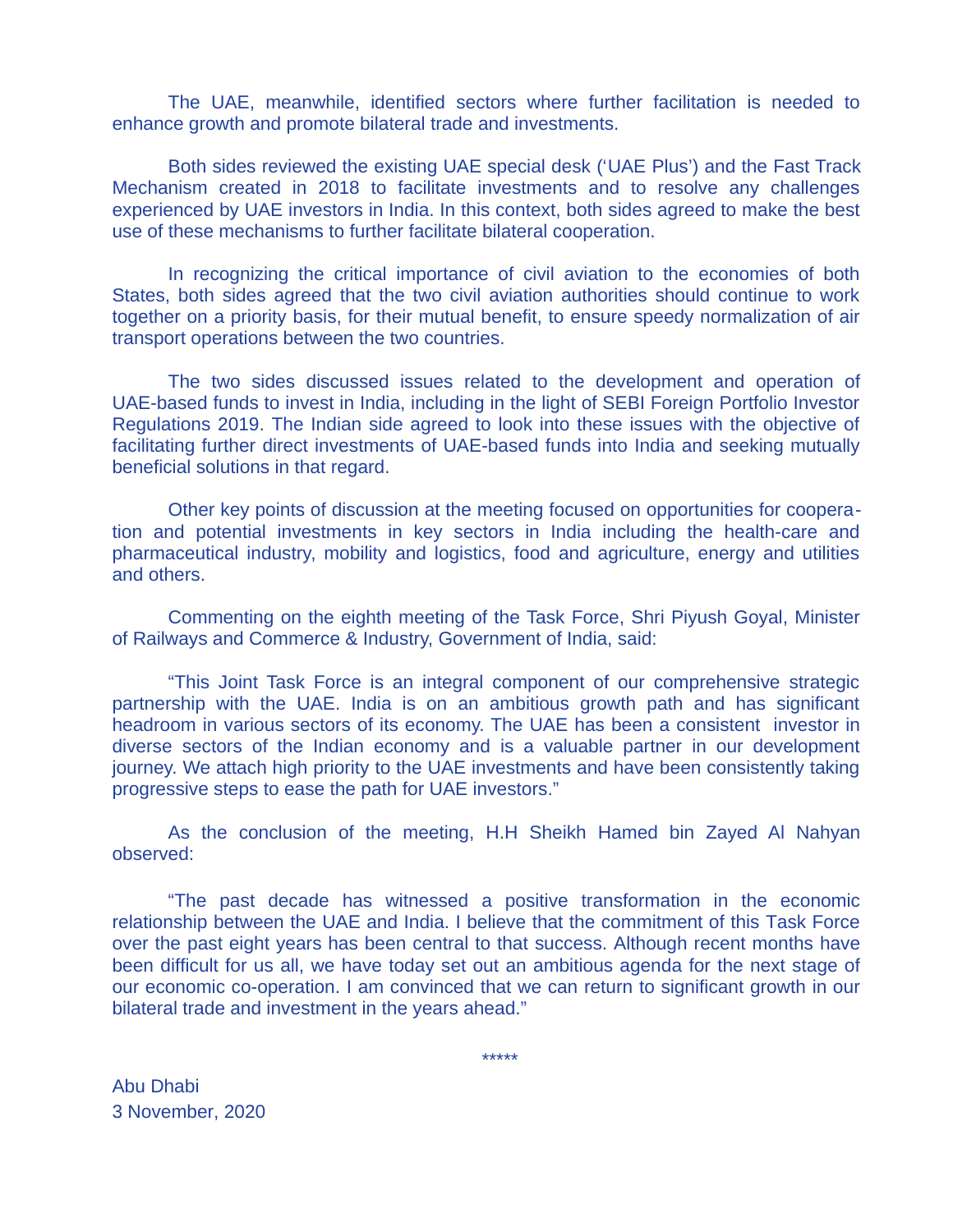The UAE, meanwhile, identified sectors where further facilitation is needed to enhance growth and promote bilateral trade and investments.

Both sides reviewed the existing UAE special desk (‘UAE Plus’) and the Fast Track Mechanism created in 2018 to facilitate investments and to resolve any challenges experienced by UAE investors in India. In this context, both sides agreed to make the best use of these mechanisms to further facilitate bilateral cooperation.

In recognizing the critical importance of civil aviation to the economies of both States, both sides agreed that the two civil aviation authorities should continue to work together on a priority basis, for their mutual benefit, to ensure speedy normalization of air transport operations between the two countries.

The two sides discussed issues related to the development and operation of UAE-based funds to invest in India, including in the light of SEBI Foreign Portfolio Investor Regulations 2019. The Indian side agreed to look into these issues with the objective of facilitating further direct investments of UAE-based funds into India and seeking mutually beneficial solutions in that regard.

Other key points of discussion at the meeting focused on opportunities for cooperation and potential investments in key sectors in India including the health-care and pharmaceutical industry, mobility and logistics, food and agriculture, energy and utilities and others.

Commenting on the eighth meeting of the Task Force, Shri Piyush Goyal, Minister of Railways and Commerce & Industry, Government of India, said:

“This Joint Task Force is an integral component of our comprehensive strategic partnership with the UAE. India is on an ambitious growth path and has significant headroom in various sectors of its economy. The UAE has been a consistent investor in diverse sectors of the Indian economy and is a valuable partner in our development journey. We attach high priority to the UAE investments and have been consistently taking progressive steps to ease the path for UAE investors.”

As the conclusion of the meeting, H.H Sheikh Hamed bin Zayed Al Nahyan observed:

“The past decade has witnessed a positive transformation in the economic relationship between the UAE and India. I believe that the commitment of this Task Force over the past eight years has been central to that success. Although recent months have been difficult for us all, we have today set out an ambitious agenda for the next stage of our economic co-operation. I am convinced that we can return to significant growth in our bilateral trade and investment in the years ahead.”

*****

Abu Dhabi
3 November, 2020